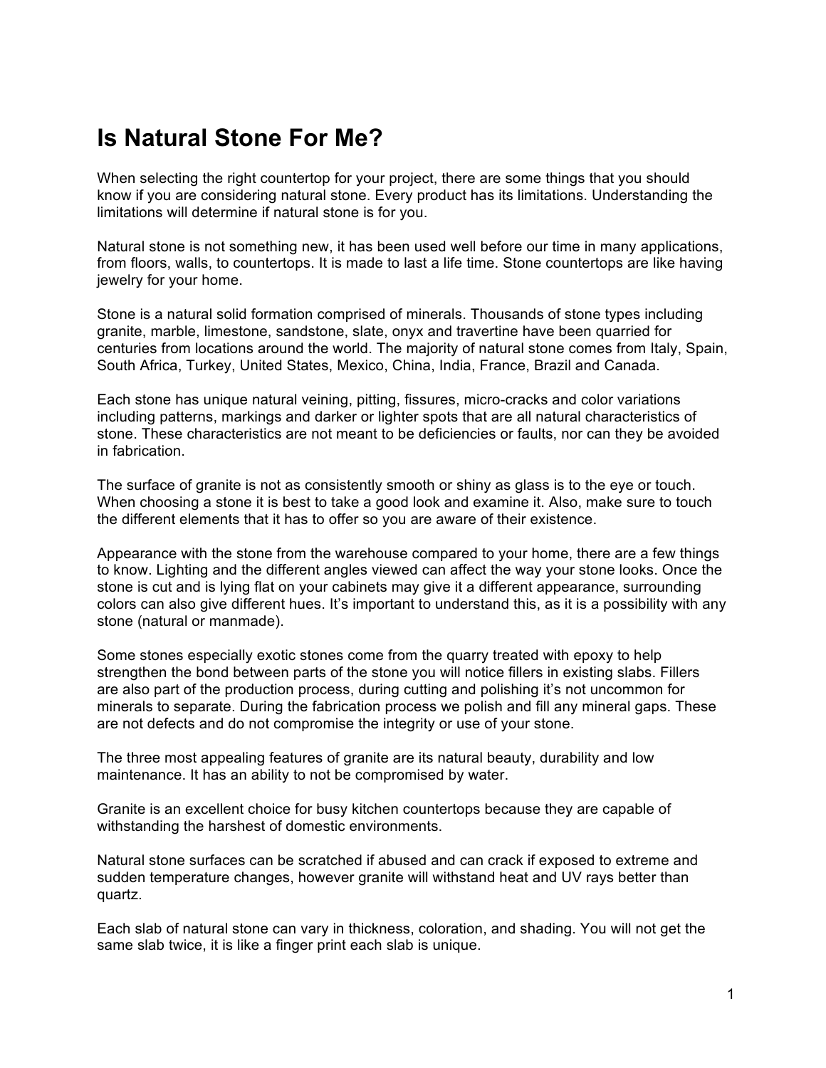# Is Natural Stone For Me?

When selecting the right countertop for your project, there are some things that you should know if you are considering natural stone. Every product has its limitations. Understanding the limitations will determine if natural stone is for you.

Natural stone is not something new, it has been used well before our time in many applications, from floors, walls, to countertops. It is made to last a life time. Stone countertops are like having jewelry for your home.

Stone is a natural solid formation comprised of minerals. Thousands of stone types including granite, marble, limestone, sandstone, slate, onyx and travertine have been quarried for centuries from locations around the world. The majority of natural stone comes from Italy, Spain, South Africa, Turkey, United States, Mexico, China, India, France, Brazil and Canada.

Each stone has unique natural veining, pitting, fissures, micro-cracks and color variations including patterns, markings and darker or lighter spots that are all natural characteristics of stone. These characteristics are not meant to be deficiencies or faults, nor can they be avoided in fabrication.

The surface of granite is not as consistently smooth or shiny as glass is to the eye or touch. When choosing a stone it is best to take a good look and examine it. Also, make sure to touch the different elements that it has to offer so you are aware of their existence.

Appearance with the stone from the warehouse compared to your home, there are a few things to know. Lighting and the different angles viewed can affect the way your stone looks. Once the stone is cut and is lying flat on your cabinets may give it a different appearance, surrounding colors can also give different hues. It's important to understand this, as it is a possibility with any stone (natural or manmade).

Some stones especially exotic stones come from the quarry treated with epoxy to help strengthen the bond between parts of the stone you will notice fillers in existing slabs. Fillers are also part of the production process, during cutting and polishing it's not uncommon for minerals to separate. During the fabrication process we polish and fill any mineral gaps. These are not defects and do not compromise the integrity or use of your stone.

The three most appealing features of granite are its natural beauty, durability and low maintenance. It has an ability to not be compromised by water.

Granite is an excellent choice for busy kitchen countertops because they are capable of withstanding the harshest of domestic environments.

Natural stone surfaces can be scratched if abused and can crack if exposed to extreme and sudden temperature changes, however granite will withstand heat and UV rays better than quartz.

Each slab of natural stone can vary in thickness, coloration, and shading. You will not get the same slab twice, it is like a finger print each slab is unique.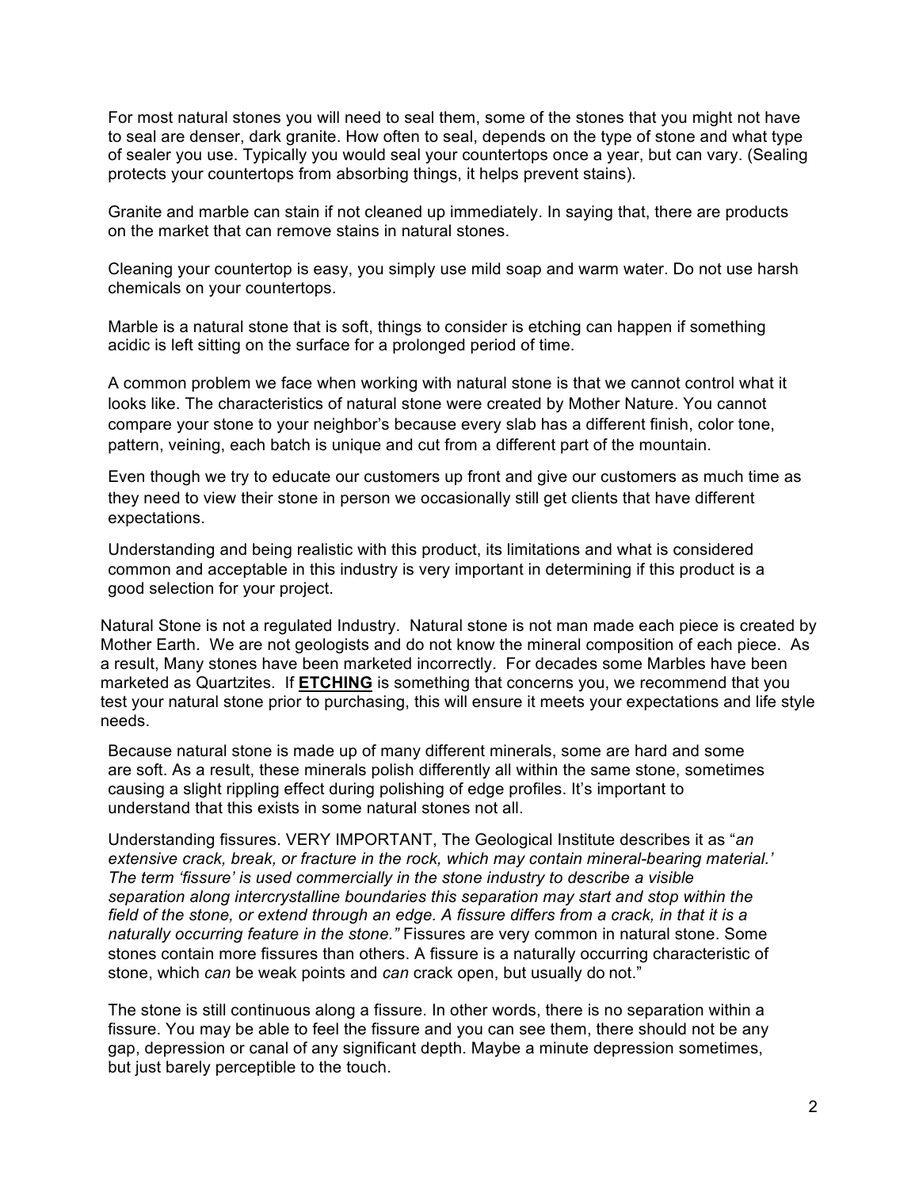For most natural stones you will need to seal them, some of the stones that you might not have to seal are denser, dark granite. How often to seal, depends on the type of stone and what type of sealer you use. Typically you would seal your countertops once a year, but can vary. (Sealing protects your countertops from absorbing things, it helps prevent stains).

Granite and marble can stain if not cleaned up immediately. In saying that, there are products on the market that can remove stains in natural stones.

Cleaning your countertop is easy, you simply use mild soap and warm water. Do not use harsh chemicals on your countertops.

Marble is a natural stone that is soft, things to consider is etching can happen if something acidic is left sitting on the surface for a prolonged period of time.

A common problem we face when working with natural stone is that we cannot control what it looks like. The characteristics of natural stone were created by Mother Nature. You cannot compare your stone to your neighbor's because every slab has a different finish, color tone, pattern, veining, each batch is unique and cut from a different part of the mountain.

Even though we try to educate our customers up front and give our customers as much time as they need to view their stone in person we occasionally still get clients that have different expectations.

Understanding and being realistic with this product, its limitations and what is considered common and acceptable in this industry is very important in determining if this product is a good selection for your project.

Natural Stone is not a regulated Industry. Natural stone is not man made each piece is created by Mother Earth. We are not geologists and do not know the mineral composition of each piece. As a result, Many stones have been marketed incorrectly. For decades some Marbles have been marketed as Quartzites. If **ETCHING** is something that concerns you, we recommend that you test your natural stone prior to purchasing, this will ensure it meets your expectations and life style needs.

Because natural stone is made up of many different minerals, some are hard and some are soft. As a result, these minerals polish differently all within the same stone, sometimes causing a slight rippling effect during polishing of edge profiles. It's important to understand that this exists in some natural stones not all.

Understanding fissures. VERY IMPORTANT, The Geological Institute describes it as "*an extensive crack, break, or fracture in the rock, which may contain mineral-bearing material.' The term 'fissure' is used commercially in the stone industry to describe a visible separation along intercrystalline boundaries this separation may start and stop within the field of the stone, or extend through an edge. A fissure differs from a crack, in that it is a naturally occurring feature in the stone."* Fissures are very common in natural stone. Some stones contain more fissures than others. A fissure is a naturally occurring characteristic of stone, which *can* be weak points and *can* crack open, but usually do not."

The stone is still continuous along a fissure. In other words, there is no separation within a fissure. You may be able to feel the fissure and you can see them, there should not be any gap, depression or canal of any significant depth. Maybe a minute depression sometimes, but just barely perceptible to the touch.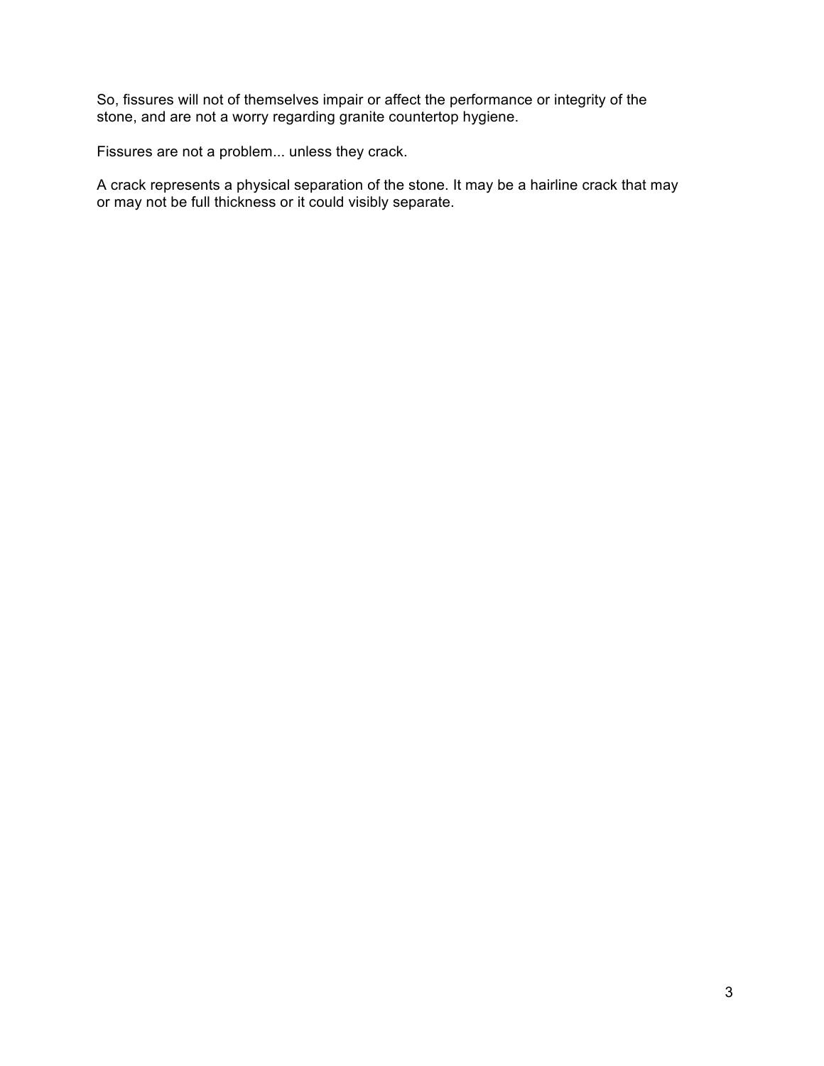So, fissures will not of themselves impair or affect the performance or integrity of the stone, and are not a worry regarding granite countertop hygiene.

Fissures are not a problem... unless they crack.

A crack represents a physical separation of the stone. It may be a hairline crack that may or may not be full thickness or it could visibly separate.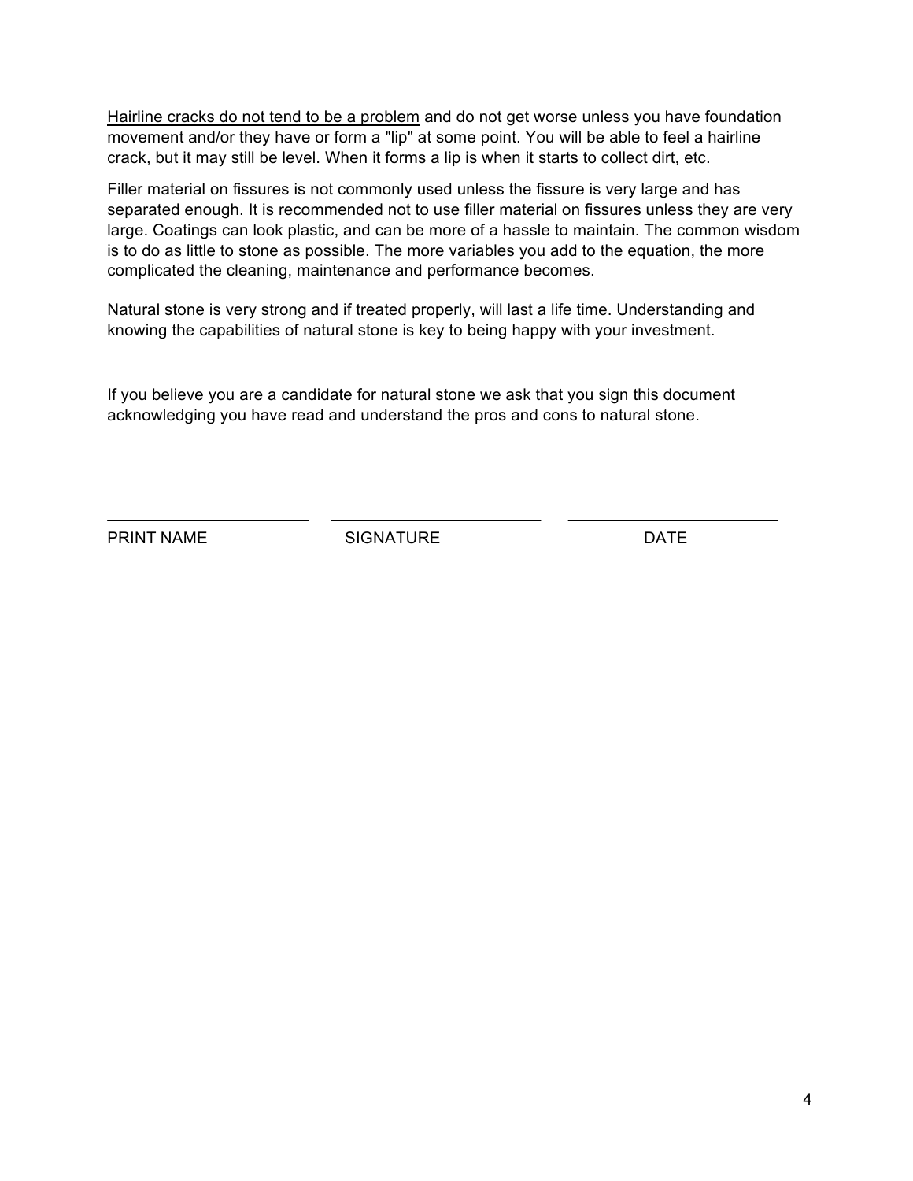<u>Hairline cracks do not tend to be a problem</u> and do not get worse unless you have foundation movement and/or they have or form a "lip" at some point. You will be able to feel a hairline crack, but it may still be level. When it forms a lip is when it starts to collect dirt, etc.

Filler material on fissures is not commonly used unless the fissure is very large and has separated enough. It is recommended not to use filler material on fissures unless they are very large. Coatings can look plastic, and can be more of a hassle to maintain. The common wisdom is to do as little to stone as possible. The more variables you add to the equation, the more complicated the cleaning, maintenance and performance becomes.

Natural stone is very strong and if treated properly, will last a life time. Understanding and knowing the capabilities of natural stone is key to being happy with your investment.

If you believe you are a candidate for natural stone we ask that you sign this document acknowledging you have read and understand the pros and cons to natural stone.

| | | |
|---|---|---|
| ______________________ | ______________________ | ______________________ |
| PRINT NAME | SIGNATURE | DATE |